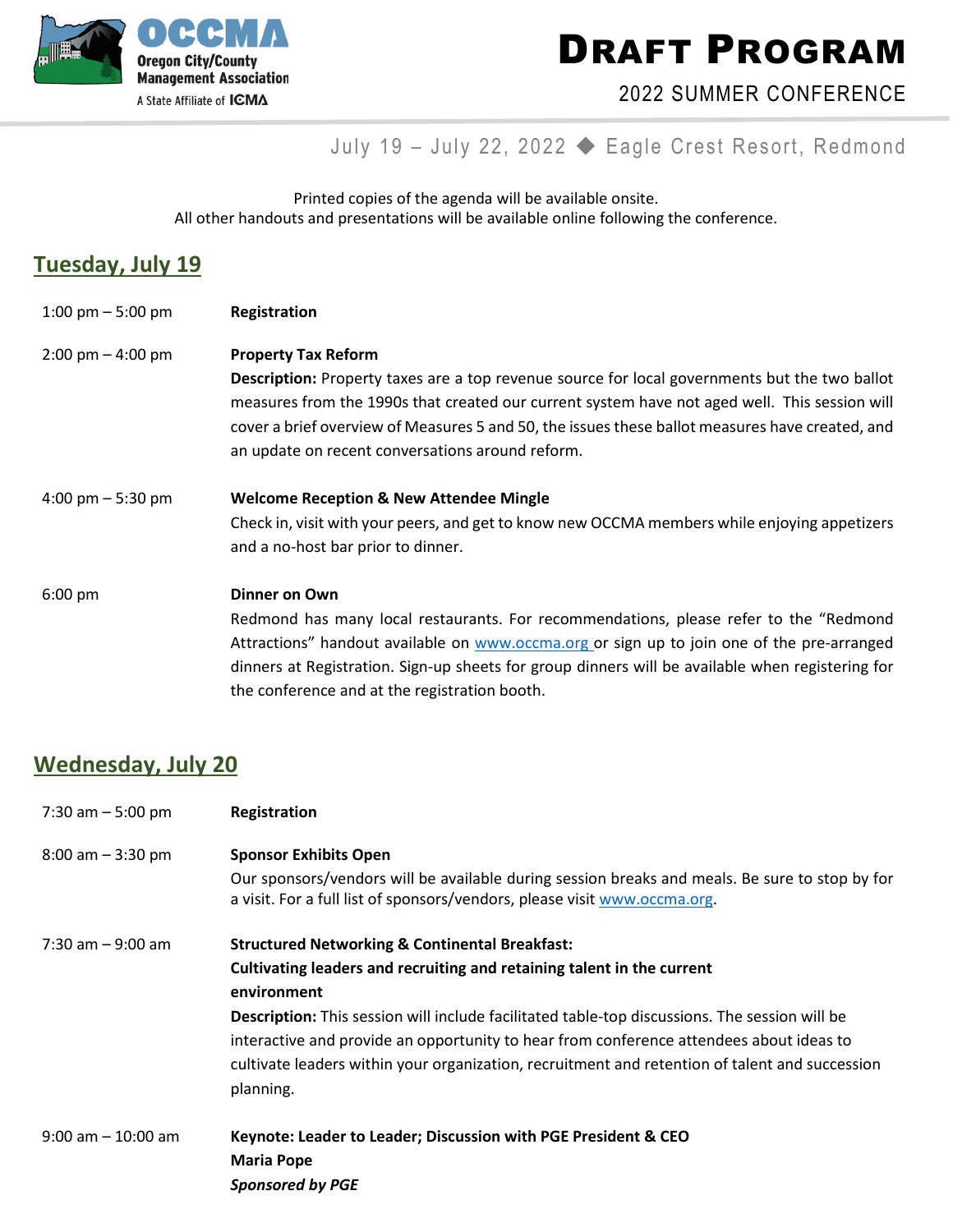Oregon City/County Management Association
A State Affiliate of ICMA

# Draft Program

## 2022 Summer Conference

July 19 – July 22, 2022 ◆ Eagle Crest Resort, Redmond

Printed copies of the agenda will be available onsite.
All other handouts and presentations will be available online following the conference.

## Tuesday, July 19

1:00 pm – 5:00 pm — **Registration**

2:00 pm – 4:00 pm — **Property Tax Reform**

**Description:** Property taxes are a top revenue source for local governments but the two ballot measures from the 1990s that created our current system have not aged well. This session will cover a brief overview of Measures 5 and 50, the issues these ballot measures have created, and an update on recent conversations around reform.

4:00 pm – 5:30 pm — **Welcome Reception & New Attendee Mingle**

Check in, visit with your peers, and get to know new OCCMA members while enjoying appetizers and a no-host bar prior to dinner.

6:00 pm — **Dinner on Own**

Redmond has many local restaurants. For recommendations, please refer to the "Redmond Attractions" handout available on www.occma.org or sign up to join one of the pre-arranged dinners at Registration. Sign-up sheets for group dinners will be available when registering for the conference and at the registration booth.

## Wednesday, July 20

7:30 am – 5:00 pm — **Registration**

8:00 am – 3:30 pm — **Sponsor Exhibits Open**

Our sponsors/vendors will be available during session breaks and meals. Be sure to stop by for a visit. For a full list of sponsors/vendors, please visit www.occma.org.

7:30 am – 9:00 am — **Structured Networking & Continental Breakfast: Cultivating leaders and recruiting and retaining talent in the current environment**

**Description:** This session will include facilitated table-top discussions. The session will be interactive and provide an opportunity to hear from conference attendees about ideas to cultivate leaders within your organization, recruitment and retention of talent and succession planning.

9:00 am – 10:00 am — **Keynote: Leader to Leader; Discussion with PGE President & CEO Maria Pope**

***Sponsored by PGE***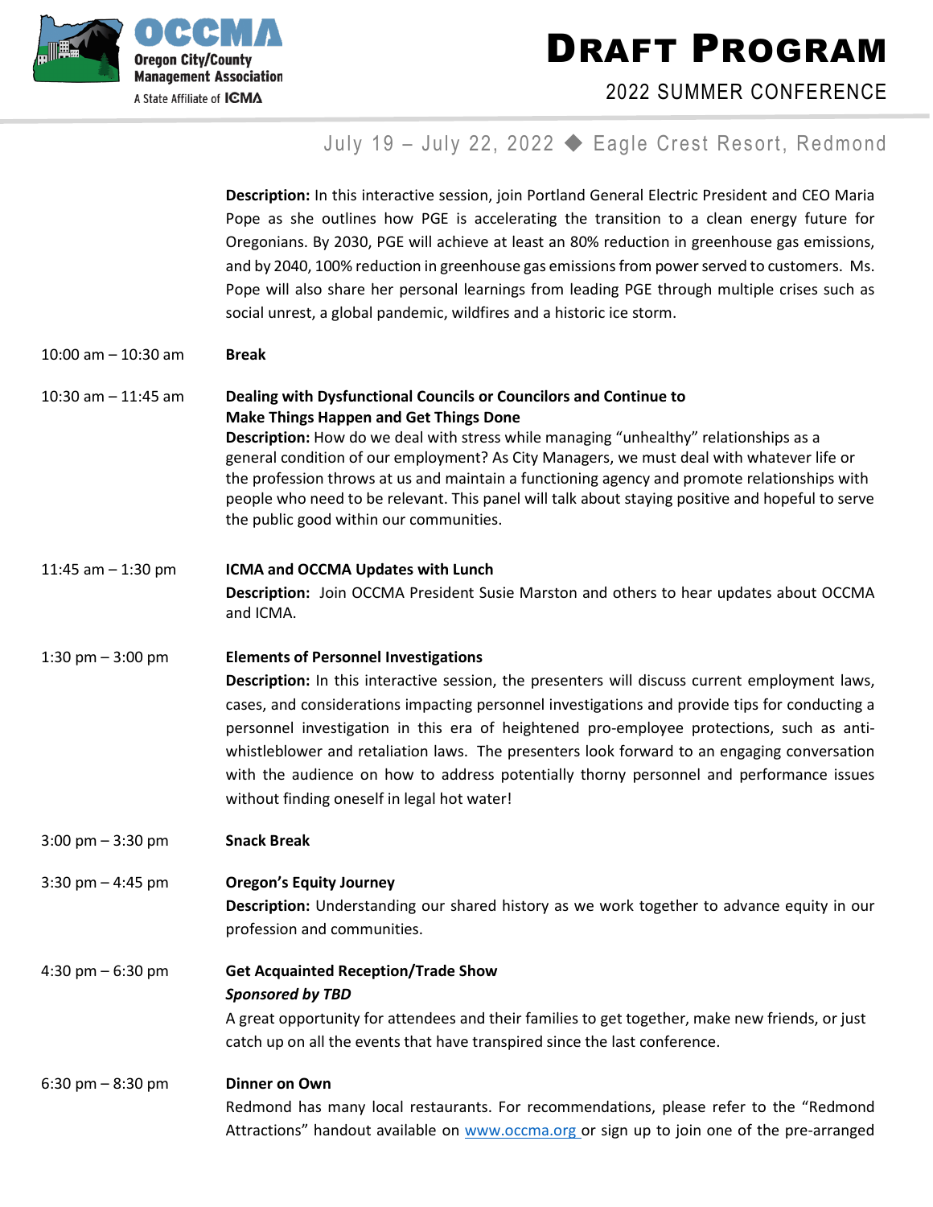**Description:** In this interactive session, join Portland General Electric President and CEO Maria Pope as she outlines how PGE is accelerating the transition to a clean energy future for Oregonians. By 2030, PGE will achieve at least an 80% reduction in greenhouse gas emissions, and by 2040, 100% reduction in greenhouse gas emissions from power served to customers. Ms. Pope will also share her personal learnings from leading PGE through multiple crises such as social unrest, a global pandemic, wildfires and a historic ice storm.

10:00 am – 10:30 am **Break**

10:30 am – 11:45 am **Dealing with Dysfunctional Councils or Councilors and Continue to Make Things Happen and Get Things Done**

**Description:** How do we deal with stress while managing "unhealthy" relationships as a general condition of our employment? As City Managers, we must deal with whatever life or the profession throws at us and maintain a functioning agency and promote relationships with people who need to be relevant. This panel will talk about staying positive and hopeful to serve the public good within our communities.

11:45 am – 1:30 pm **ICMA and OCCMA Updates with Lunch**

**Description:** Join OCCMA President Susie Marston and others to hear updates about OCCMA and ICMA.

1:30 pm – 3:00 pm **Elements of Personnel Investigations**

**Description:** In this interactive session, the presenters will discuss current employment laws, cases, and considerations impacting personnel investigations and provide tips for conducting a personnel investigation in this era of heightened pro-employee protections, such as anti-whistleblower and retaliation laws. The presenters look forward to an engaging conversation with the audience on how to address potentially thorny personnel and performance issues without finding oneself in legal hot water!

3:00 pm – 3:30 pm **Snack Break**

3:30 pm – 4:45 pm **Oregon's Equity Journey**

**Description:** Understanding our shared history as we work together to advance equity in our profession and communities.

4:30 pm – 6:30 pm **Get Acquainted Reception/Trade Show**

***Sponsored by TBD***

A great opportunity for attendees and their families to get together, make new friends, or just catch up on all the events that have transpired since the last conference.

6:30 pm – 8:30 pm **Dinner on Own**

Redmond has many local restaurants. For recommendations, please refer to the "Redmond Attractions" handout available on [www.occma.org](http://www.occma.org) or sign up to join one of the pre-arranged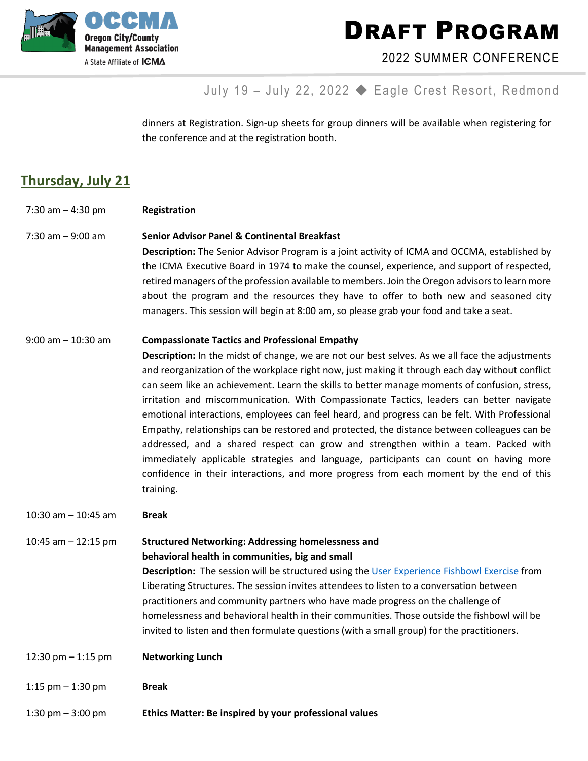dinners at Registration. Sign-up sheets for group dinners will be available when registering for the conference and at the registration booth.

## Thursday, July 21

7:30 am – 4:30 pm **Registration**

7:30 am – 9:00 am **Senior Advisor Panel & Continental Breakfast**

**Description:** The Senior Advisor Program is a joint activity of ICMA and OCCMA, established by the ICMA Executive Board in 1974 to make the counsel, experience, and support of respected, retired managers of the profession available to members. Join the Oregon advisors to learn more about the program and the resources they have to offer to both new and seasoned city managers. This session will begin at 8:00 am, so please grab your food and take a seat.

9:00 am – 10:30 am **Compassionate Tactics and Professional Empathy**

**Description:** In the midst of change, we are not our best selves. As we all face the adjustments and reorganization of the workplace right now, just making it through each day without conflict can seem like an achievement. Learn the skills to better manage moments of confusion, stress, irritation and miscommunication. With Compassionate Tactics, leaders can better navigate emotional interactions, employees can feel heard, and progress can be felt. With Professional Empathy, relationships can be restored and protected, the distance between colleagues can be addressed, and a shared respect can grow and strengthen within a team. Packed with immediately applicable strategies and language, participants can count on having more confidence in their interactions, and more progress from each moment by the end of this training.

10:30 am – 10:45 am **Break**

10:45 am – 12:15 pm **Structured Networking: Addressing homelessness and behavioral health in communities, big and small**

**Description:** The session will be structured using the User Experience Fishbowl Exercise from Liberating Structures. The session invites attendees to listen to a conversation between practitioners and community partners who have made progress on the challenge of homelessness and behavioral health in their communities. Those outside the fishbowl will be invited to listen and then formulate questions (with a small group) for the practitioners.

12:30 pm – 1:15 pm **Networking Lunch**

1:15 pm – 1:30 pm **Break**

1:30 pm – 3:00 pm **Ethics Matter: Be inspired by your professional values**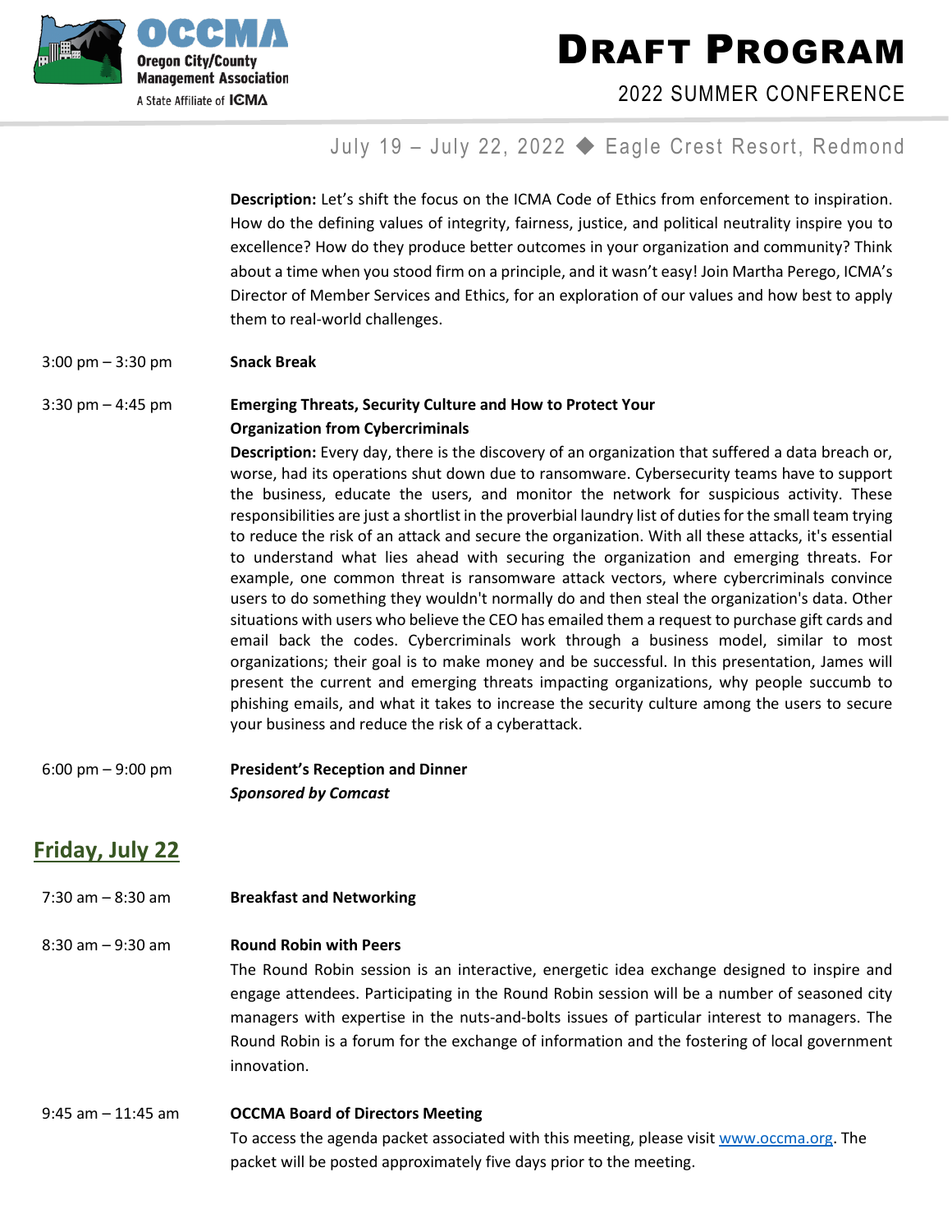**Description:** Let's shift the focus on the ICMA Code of Ethics from enforcement to inspiration. How do the defining values of integrity, fairness, justice, and political neutrality inspire you to excellence? How do they produce better outcomes in your organization and community? Think about a time when you stood firm on a principle, and it wasn't easy! Join Martha Perego, ICMA's Director of Member Services and Ethics, for an exploration of our values and how best to apply them to real-world challenges.

3:00 pm – 3:30 pm **Snack Break**

3:30 pm – 4:45 pm **Emerging Threats, Security Culture and How to Protect Your Organization from Cybercriminals**

**Description:** Every day, there is the discovery of an organization that suffered a data breach or, worse, had its operations shut down due to ransomware. Cybersecurity teams have to support the business, educate the users, and monitor the network for suspicious activity. These responsibilities are just a shortlist in the proverbial laundry list of duties for the small team trying to reduce the risk of an attack and secure the organization. With all these attacks, it's essential to understand what lies ahead with securing the organization and emerging threats. For example, one common threat is ransomware attack vectors, where cybercriminals convince users to do something they wouldn't normally do and then steal the organization's data. Other situations with users who believe the CEO has emailed them a request to purchase gift cards and email back the codes. Cybercriminals work through a business model, similar to most organizations; their goal is to make money and be successful. In this presentation, James will present the current and emerging threats impacting organizations, why people succumb to phishing emails, and what it takes to increase the security culture among the users to secure your business and reduce the risk of a cyberattack.

6:00 pm – 9:00 pm **President's Reception and Dinner**
***Sponsored by Comcast***

## Friday, July 22

7:30 am – 8:30 am **Breakfast and Networking**

8:30 am – 9:30 am **Round Robin with Peers**

The Round Robin session is an interactive, energetic idea exchange designed to inspire and engage attendees. Participating in the Round Robin session will be a number of seasoned city managers with expertise in the nuts-and-bolts issues of particular interest to managers. The Round Robin is a forum for the exchange of information and the fostering of local government innovation.

9:45 am – 11:45 am **OCCMA Board of Directors Meeting**

To access the agenda packet associated with this meeting, please visit [www.occma.org](www.occma.org). The packet will be posted approximately five days prior to the meeting.